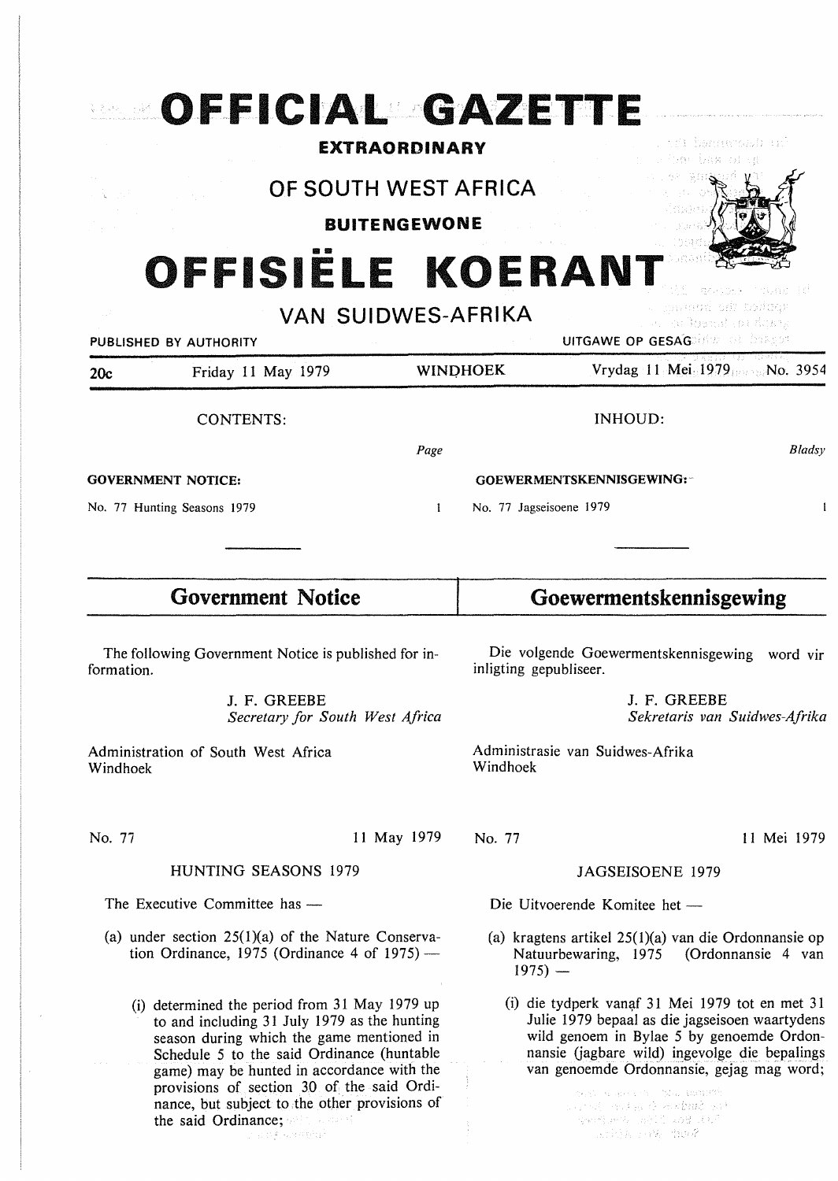# OFFICIAL GAZETTE

## EXTRAORDINARY

## OF SOUTH WEST AFRICA

## BUITENGEWONE

# OFFISIËLE KOERANT

## VAN SUIDWES-AFRIKA

PUBLISHED BY AUTHORITY — UITGAWE OP GESAG

20c — Friday 11 May 1979 — WINDHOEK — Vrydag 11 Mei 1979 — No. 3954

CONTENTS:

| | Page |
|---|---|
| **GOVERNMENT NOTICE:** | |
| No. 77 Hunting Seasons 1979 | 1 |

INHOUD:

| | Bladsy |
|---|---|
| **GOEWERMENTSKENNISGEWING:** | |
| No. 77 Jagseisoene 1979 | 1 |

## Government Notice

The following Government Notice is published for information.

J. F. GREEBE
*Secretary for South West Africa*

Administration of South West Africa
Windhoek

No. 77 — 11 May 1979

HUNTING SEASONS 1979

The Executive Committee has —

(a) under section 25(1)(a) of the Nature Conservation Ordinance, 1975 (Ordinance 4 of 1975) —

(i) determined the period from 31 May 1979 up to and including 31 July 1979 as the hunting season during which the game mentioned in Schedule 5 to the said Ordinance (huntable game) may be hunted in accordance with the provisions of section 30 of the said Ordinance, but subject to the other provisions of the said Ordinance;

## Goewermentskennisgewing

Die volgende Goewermentskennisgewing word vir inligting gepubliseer.

J. F. GREEBE
*Sekretaris van Suidwes-Afrika*

Administrasie van Suidwes-Afrika
Windhoek

No. 77 — 11 Mei 1979

JAGSEISOENE 1979

Die Uitvoerende Komitee het —

(a) kragtens artikel 25(1)(a) van die Ordonnansie op Natuurbewaring, 1975 (Ordonnansie 4 van 1975) —

(i) die tydperk vanaf 31 Mei 1979 tot en met 31 Julie 1979 bepaal as die jagseisoen waartydens wild genoem in Bylae 5 by genoemde Ordonnansie (jagbare wild) ingevolge die bepalings van genoemde Ordonnansie, gejag mag word;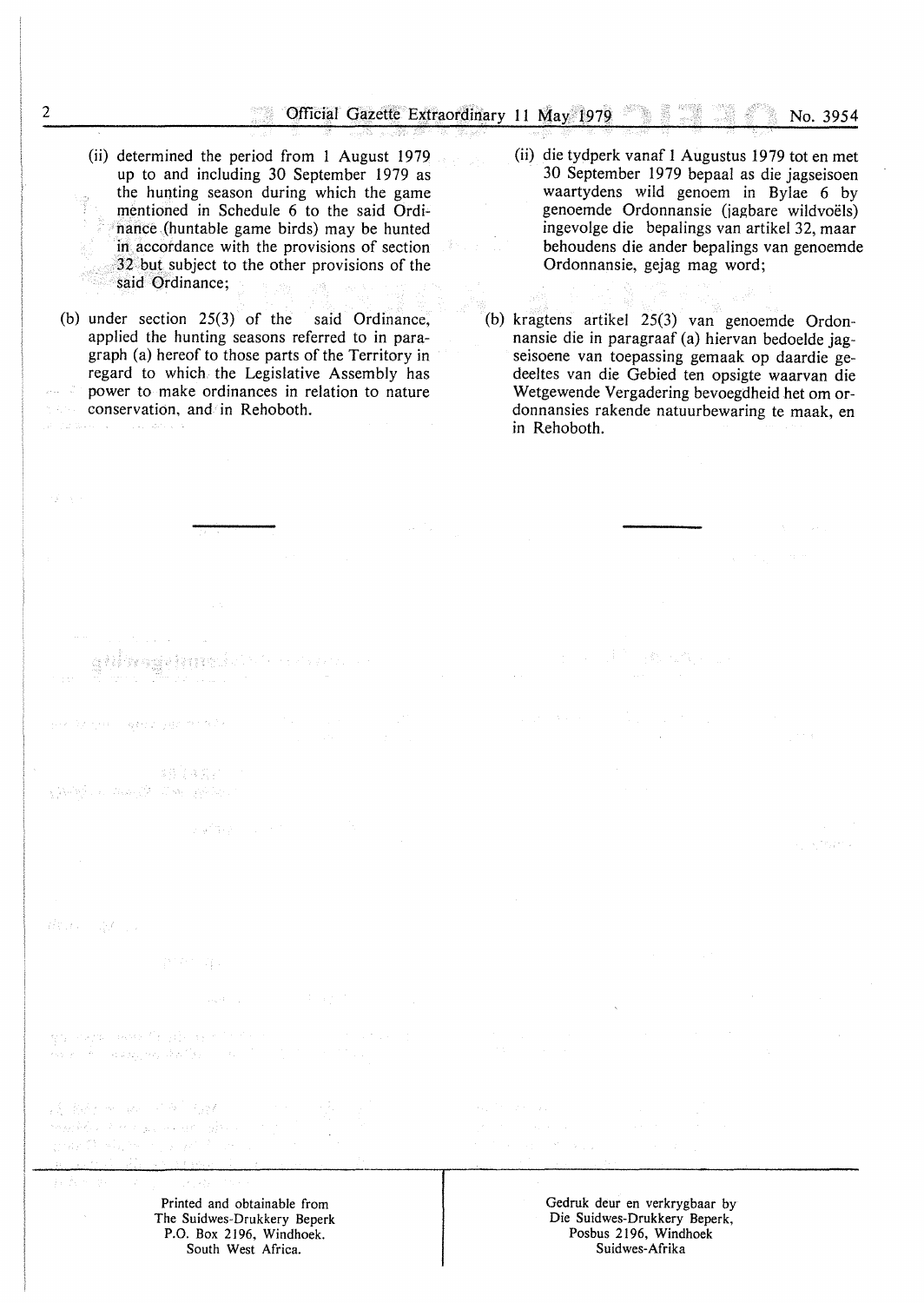(ii) determined the period from 1 August 1979 up to and including 30 September 1979 as the hunting season during which the game mentioned in Schedule 6 to the said Ordinance (huntable game birds) may be hunted in accordance with the provisions of section 32 but subject to the other provisions of the said Ordinance;

(b) under section 25(3) of the said Ordinance, applied the hunting seasons referred to in paragraph (a) hereof to those parts of the Territory in regard to which the Legislative Assembly has power to make ordinances in relation to nature conservation, and in Rehoboth.

(ii) die tydperk vanaf 1 Augustus 1979 tot en met 30 September 1979 bepaal as die jagseisoen waartydens wild genoem in Bylae 6 by genoemde Ordonnansie (jagbare wildvoëls) ingevolge die bepalings van artikel 32, maar behoudens die ander bepalings van genoemde Ordonnansie, gejag mag word;

(b) kragtens artikel 25(3) van genoemde Ordonnansie die in paragraaf (a) hiervan bedoelde jagseisoene van toepassing gemaak op daardie gedeeltes van die Gebied ten opsigte waarvan die Wetgewende Vergadering bevoegdheid het om ordonnansies rakende natuurbewaring te maak, en in Rehoboth.

---

Printed and obtainable from
The Suidwes-Drukkery Beperk
P.O. Box 2196, Windhoek.
South West Africa.

Gedruk deur en verkrygbaar by
Die Suidwes-Drukkery Beperk,
Posbus 2196, Windhoek
Suidwes-Afrika